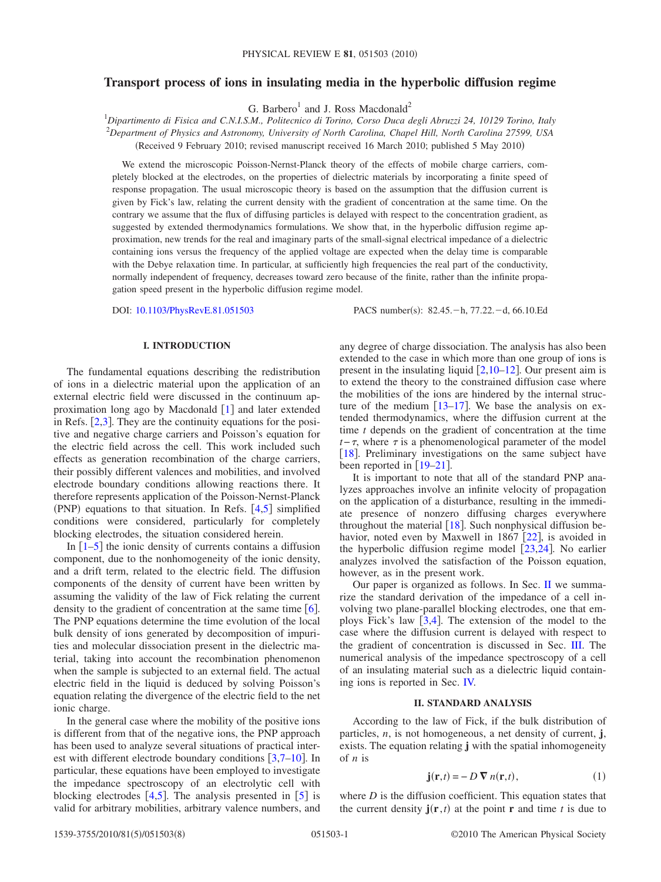# Transport process of ions in insulating media in the hyperbolic diffusion regime

G. Barbero[1] and J. Ross Macdonald[2]

[1]*Dipartimento di Fisica and C.N.I.S.M., Politecnico di Torino, Corso Duca degli Abruzzi 24, 10129 Torino, Italy*
[2]*Department of Physics and Astronomy, University of North Carolina, Chapel Hill, North Carolina 27599, USA*

(Received 9 February 2010; revised manuscript received 16 March 2010; published 5 May 2010)

We extend the microscopic Poisson-Nernst-Planck theory of the effects of mobile charge carriers, completely blocked at the electrodes, on the properties of dielectric materials by incorporating a finite speed of response propagation. The usual microscopic theory is based on the assumption that the diffusion current is given by Fick's law, relating the current density with the gradient of concentration at the same time. On the contrary we assume that the flux of diffusing particles is delayed with respect to the concentration gradient, as suggested by extended thermodynamics formulations. We show that, in the hyperbolic diffusion regime approximation, new trends for the real and imaginary parts of the small-signal electrical impedance of a dielectric containing ions versus the frequency of the applied voltage are expected when the delay time is comparable with the Debye relaxation time. In particular, at sufficiently high frequencies the real part of the conductivity, normally independent of frequency, decreases toward zero because of the finite, rather than the infinite propagation speed present in the hyperbolic diffusion regime model.

DOI: 10.1103/PhysRevE.81.051503 PACS number(s): 82.45.−h, 77.22.−d, 66.10.Ed

## I. INTRODUCTION

The fundamental equations describing the redistribution of ions in a dielectric material upon the application of an external electric field were discussed in the continuum approximation long ago by Macdonald [1] and later extended in Refs. [2,3]. They are the continuity equations for the positive and negative charge carriers and Poisson's equation for the electric field across the cell. This work included such effects as generation recombination of the charge carriers, their possibly different valences and mobilities, and involved electrode boundary conditions allowing reactions there. It therefore represents application of the Poisson-Nernst-Planck (PNP) equations to that situation. In Refs. [4,5] simplified conditions were considered, particularly for completely blocking electrodes, the situation considered herein.

In [1–5] the ionic density of currents contains a diffusion component, due to the nonhomogeneity of the ionic density, and a drift term, related to the electric field. The diffusion components of the density of current have been written by assuming the validity of the law of Fick relating the current density to the gradient of concentration at the same time [6]. The PNP equations determine the time evolution of the local bulk density of ions generated by decomposition of impurities and molecular dissociation present in the dielectric material, taking into account the recombination phenomenon when the sample is subjected to an external field. The actual electric field in the liquid is deduced by solving Poisson's equation relating the divergence of the electric field to the net ionic charge.

In the general case where the mobility of the positive ions is different from that of the negative ions, the PNP approach has been used to analyze several situations of practical interest with different electrode boundary conditions [3,7–10]. In particular, these equations have been employed to investigate the impedance spectroscopy of an electrolytic cell with blocking electrodes [4,5]. The analysis presented in [5] is valid for arbitrary mobilities, arbitrary valence numbers, and any degree of charge dissociation. The analysis has also been extended to the case in which more than one group of ions is present in the insulating liquid [2,10–12]. Our present aim is to extend the theory to the constrained diffusion case where the mobilities of the ions are hindered by the internal structure of the medium [13–17]. We base the analysis on extended thermodynamics, where the diffusion current at the time $t$ depends on the gradient of concentration at the time $t-\tau$, where $\tau$ is a phenomenological parameter of the model [18]. Preliminary investigations on the same subject have been reported in [19–21].

It is important to note that all of the standard PNP analyzes approaches involve an infinite velocity of propagation on the application of a disturbance, resulting in the immediate presence of nonzero diffusing charges everywhere throughout the material [18]. Such nonphysical diffusion behavior, noted even by Maxwell in 1867 [22], is avoided in the hyperbolic diffusion regime model [23,24]. No earlier analyzes involved the satisfaction of the Poisson equation, however, as in the present work.

Our paper is organized as follows. In Sec. II we summarize the standard derivation of the impedance of a cell involving two plane-parallel blocking electrodes, one that employs Fick's law [3,4]. The extension of the model to the case where the diffusion current is delayed with respect to the gradient of concentration is discussed in Sec. III. The numerical analysis of the impedance spectroscopy of a cell of an insulating material such as a dielectric liquid containing ions is reported in Sec. IV.

## II. STANDARD ANALYSIS

According to the law of Fick, if the bulk distribution of particles, $n$, is not homogeneous, a net density of current, $\mathbf{j}$, exists. The equation relating $\mathbf{j}$ with the spatial inhomogeneity of $n$ is

$$\mathbf{j}(\mathbf{r},t) = -D\,\nabla n(\mathbf{r},t), \tag{1}$$

where $D$ is the diffusion coefficient. This equation states that the current density $\mathbf{j}(\mathbf{r},t)$ at the point $\mathbf{r}$ and time $t$ is due to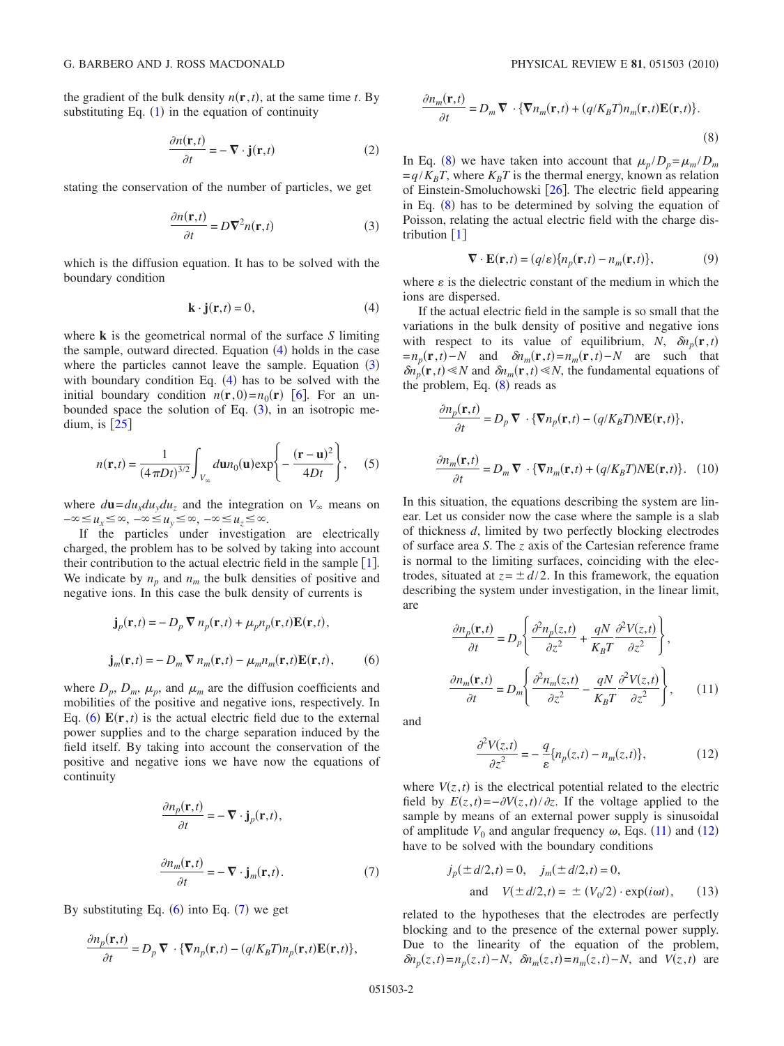the gradient of the bulk density $n(\mathbf{r},t)$, at the same time $t$. By substituting Eq. (1) in the equation of continuity

$$\frac{\partial n(\mathbf{r},t)}{\partial t} = -\nabla \cdot \mathbf{j}(\mathbf{r},t) \tag{2}$$

stating the conservation of the number of particles, we get

$$\frac{\partial n(\mathbf{r},t)}{\partial t} = D\nabla^2 n(\mathbf{r},t) \tag{3}$$

which is the diffusion equation. It has to be solved with the boundary condition

$$\mathbf{k} \cdot \mathbf{j}(\mathbf{r},t) = 0, \tag{4}$$

where $\mathbf{k}$ is the geometrical normal of the surface $S$ limiting the sample, outward directed. Equation (4) holds in the case where the particles cannot leave the sample. Equation (3) with boundary condition Eq. (4) has to be solved with the initial boundary condition $n(\mathbf{r},0)=n_0(\mathbf{r})$ [6]. For an unbounded space the solution of Eq. (3), in an isotropic medium, is [25]

$$n(\mathbf{r},t) = \frac{1}{(4\pi Dt)^{3/2}} \int_{V_\infty} d\mathbf{u}\, n_0(\mathbf{u}) \exp\left\{-\frac{(\mathbf{r}-\mathbf{u})^2}{4Dt}\right\}, \tag{5}$$

where $d\mathbf{u}=du_x du_y du_z$ and the integration on $V_\infty$ means on $-\infty \le u_x \le \infty$, $-\infty \le u_y \le \infty$, $-\infty \le u_z \le \infty$.

If the particles under investigation are electrically charged, the problem has to be solved by taking into account their contribution to the actual electric field in the sample [1]. We indicate by $n_p$ and $n_m$ the bulk densities of positive and negative ions. In this case the bulk density of currents is

$$\mathbf{j}_p(\mathbf{r},t) = -D_p \nabla n_p(\mathbf{r},t) + \mu_p n_p(\mathbf{r},t)\mathbf{E}(\mathbf{r},t),$$

$$\mathbf{j}_m(\mathbf{r},t) = -D_m \nabla n_m(\mathbf{r},t) - \mu_m n_m(\mathbf{r},t)\mathbf{E}(\mathbf{r},t), \tag{6}$$

where $D_p$, $D_m$, $\mu_p$, and $\mu_m$ are the diffusion coefficients and mobilities of the positive and negative ions, respectively. In Eq. (6) $\mathbf{E}(\mathbf{r},t)$ is the actual electric field due to the external power supplies and to the charge separation induced by the field itself. By taking into account the conservation of the positive and negative ions we have now the equations of continuity

$$\frac{\partial n_p(\mathbf{r},t)}{\partial t} = -\nabla \cdot \mathbf{j}_p(\mathbf{r},t),$$

$$\frac{\partial n_m(\mathbf{r},t)}{\partial t} = -\nabla \cdot \mathbf{j}_m(\mathbf{r},t). \tag{7}$$

By substituting Eq. (6) into Eq. (7) we get

$$\frac{\partial n_p(\mathbf{r},t)}{\partial t} = D_p \nabla \cdot \{\nabla n_p(\mathbf{r},t) - (q/K_BT) n_p(\mathbf{r},t)\mathbf{E}(\mathbf{r},t)\},$$

$$\frac{\partial n_m(\mathbf{r},t)}{\partial t} = D_m \nabla \cdot \{\nabla n_m(\mathbf{r},t) + (q/K_BT) n_m(\mathbf{r},t)\mathbf{E}(\mathbf{r},t)\}. \tag{8}$$

In Eq. (8) we have taken into account that $\mu_p/D_p=\mu_m/D_m = q/K_BT$, where $K_BT$ is the thermal energy, known as relation of Einstein-Smoluchowski [26]. The electric field appearing in Eq. (8) has to be determined by solving the equation of Poisson, relating the actual electric field with the charge distribution [1]

$$\nabla \cdot \mathbf{E}(\mathbf{r},t) = (q/\varepsilon)\{n_p(\mathbf{r},t) - n_m(\mathbf{r},t)\}, \tag{9}$$

where $\varepsilon$ is the dielectric constant of the medium in which the ions are dispersed.

If the actual electric field in the sample is so small that the variations in the bulk density of positive and negative ions with respect to its value of equilibrium, $N$, $\delta n_p(\mathbf{r},t) = n_p(\mathbf{r},t)-N$ and $\delta n_m(\mathbf{r},t)=n_m(\mathbf{r},t)-N$ are such that $\delta n_p(\mathbf{r},t) \ll N$ and $\delta n_m(\mathbf{r},t) \ll N$, the fundamental equations of the problem, Eq. (8) reads as

$$\frac{\partial n_p(\mathbf{r},t)}{\partial t} = D_p \nabla \cdot \{\nabla n_p(\mathbf{r},t) - (q/K_BT) N\mathbf{E}(\mathbf{r},t)\},$$

$$\frac{\partial n_m(\mathbf{r},t)}{\partial t} = D_m \nabla \cdot \{\nabla n_m(\mathbf{r},t) + (q/K_BT) N\mathbf{E}(\mathbf{r},t)\}. \tag{10}$$

In this situation, the equations describing the system are linear. Let us consider now the case where the sample is a slab of thickness $d$, limited by two perfectly blocking electrodes of surface area $S$. The $z$ axis of the Cartesian reference frame is normal to the limiting surfaces, coinciding with the electrodes, situated at $z=\pm d/2$. In this framework, the equation describing the system under investigation, in the linear limit, are

$$\frac{\partial n_p(z,t)}{\partial t} = D_p \left\{\frac{\partial^2 n_p(z,t)}{\partial z^2} + \frac{qN}{K_BT}\frac{\partial^2 V(z,t)}{\partial z^2}\right\},$$

$$\frac{\partial n_m(z,t)}{\partial t} = D_m \left\{\frac{\partial^2 n_m(z,t)}{\partial z^2} - \frac{qN}{K_BT}\frac{\partial^2 V(z,t)}{\partial z^2}\right\}, \tag{11}$$

and

$$\frac{\partial^2 V(z,t)}{\partial z^2} = -\frac{q}{\varepsilon}\{n_p(z,t) - n_m(z,t)\}, \tag{12}$$

where $V(z,t)$ is the electrical potential related to the electric field by $E(z,t)=-\partial V(z,t)/\partial z$. If the voltage applied to the sample by means of an external power supply is sinusoidal of amplitude $V_0$ and angular frequency $\omega$, Eqs. (11) and (12) have to be solved with the boundary conditions

$$j_p(\pm d/2,t) = 0, \quad j_m(\pm d/2,t) = 0,$$

$$\text{and} \quad V(\pm d/2,t) = \pm (V_0/2) \cdot \exp(i\omega t), \tag{13}$$

related to the hypotheses that the electrodes are perfectly blocking and to the presence of the external power supply. Due to the linearity of the equation of the problem, $\delta n_p(z,t)=n_p(z,t)-N$, $\delta n_m(z,t)=n_m(z,t)-N$, and $V(z,t)$ are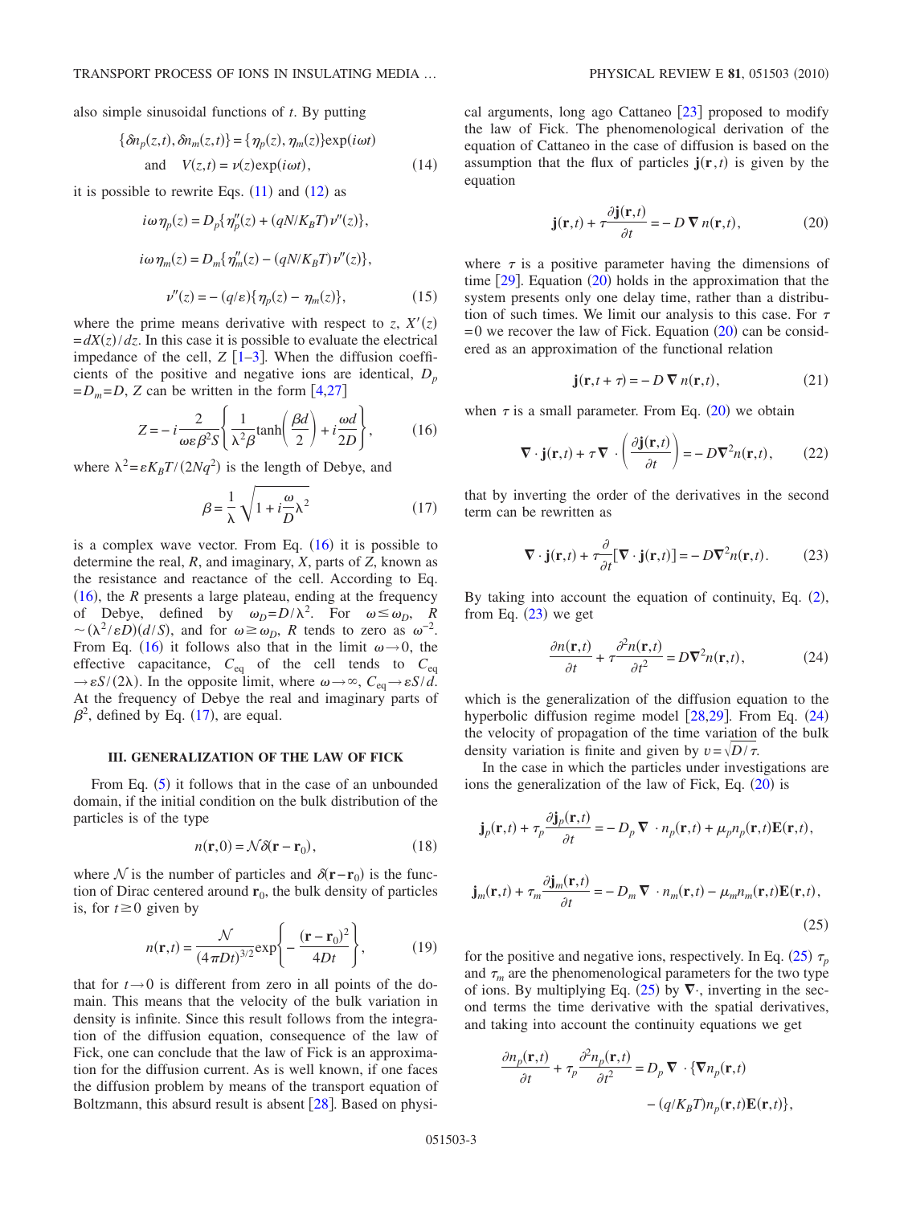also simple sinusoidal functions of $t$. By putting

$$\{\delta n_p(z,t), \delta n_m(z,t)\} = \{\eta_p(z), \eta_m(z)\}\exp(i\omega t)$$
$$\text{and} \quad V(z,t) = \nu(z)\exp(i\omega t), \tag{14}$$

it is possible to rewrite Eqs. (11) and (12) as

$$i\omega \eta_p(z) = D_p\{\eta_p''(z) + (qN/K_BT)\nu''(z)\},$$
$$i\omega \eta_m(z) = D_m\{\eta_m''(z) - (qN/K_BT)\nu''(z)\},$$
$$\nu''(z) = -(q/\varepsilon)\{\eta_p(z) - \eta_m(z)\}, \tag{15}$$

where the prime means derivative with respect to $z$, $X'(z) = dX(z)/dz$. In this case it is possible to evaluate the electrical impedance of the cell, $Z$ [1–3]. When the diffusion coefficients of the positive and negative ions are identical, $D_p = D_m = D$, $Z$ can be written in the form [4,27]

$$Z = -i\frac{2}{\omega\varepsilon\beta^2 S}\left\{\frac{1}{\lambda^2\beta}\tanh\left(\frac{\beta d}{2}\right) + i\frac{\omega d}{2D}\right\}, \tag{16}$$

where $\lambda^2 = \varepsilon K_BT/(2Nq^2)$ is the length of Debye, and

$$\beta = \frac{1}{\lambda}\sqrt{1 + i\frac{\omega}{D}\lambda^2} \tag{17}$$

is a complex wave vector. From Eq. (16) it is possible to determine the real, $R$, and imaginary, $X$, parts of $Z$, known as the resistance and reactance of the cell. According to Eq. (16), the $R$ presents a large plateau, ending at the frequency of Debye, defined by $\omega_D = D/\lambda^2$. For $\omega \leq \omega_D$, $R \sim (\lambda^2/\varepsilon D)(d/S)$, and for $\omega \geq \omega_D$, $R$ tends to zero as $\omega^{-2}$. From Eq. (16) it follows also that in the limit $\omega \to 0$, the effective capacitance, $C_{\text{eq}}$ of the cell tends to $C_{\text{eq}} \to \varepsilon S/(2\lambda)$. In the opposite limit, where $\omega \to \infty$, $C_{\text{eq}} \to \varepsilon S/d$. At the frequency of Debye the real and imaginary parts of $\beta^2$, defined by Eq. (17), are equal.

### III. GENERALIZATION OF THE LAW OF FICK

From Eq. (5) it follows that in the case of an unbounded domain, if the initial condition on the bulk distribution of the particles is of the type

$$n(\mathbf{r},0) = \mathcal{N}\delta(\mathbf{r} - \mathbf{r}_0), \tag{18}$$

where $\mathcal{N}$ is the number of particles and $\delta(\mathbf{r}-\mathbf{r}_0)$ is the function of Dirac centered around $\mathbf{r}_0$, the bulk density of particles is, for $t \geq 0$ given by

$$n(\mathbf{r},t) = \frac{\mathcal{N}}{(4\pi Dt)^{3/2}}\exp\left\{-\frac{(\mathbf{r}-\mathbf{r}_0)^2}{4Dt}\right\}, \tag{19}$$

that for $t \to 0$ is different from zero in all points of the domain. This means that the velocity of the bulk variation in density is infinite. Since this result follows from the integration of the diffusion equation, consequence of the law of Fick, one can conclude that the law of Fick is an approximation for the diffusion current. As is well known, if one faces the diffusion problem by means of the transport equation of Boltzmann, this absurd result is absent [28]. Based on physical arguments, long ago Cattaneo [23] proposed to modify the law of Fick. The phenomenological derivation of the equation of Cattaneo in the case of diffusion is based on the assumption that the flux of particles $\mathbf{j}(\mathbf{r},t)$ is given by the equation

$$\mathbf{j}(\mathbf{r},t) + \tau\frac{\partial \mathbf{j}(\mathbf{r},t)}{\partial t} = -D\,\nabla n(\mathbf{r},t), \tag{20}$$

where $\tau$ is a positive parameter having the dimensions of time [29]. Equation (20) holds in the approximation that the system presents only one delay time, rather than a distribution of such times. We limit our analysis to this case. For $\tau = 0$ we recover the law of Fick. Equation (20) can be considered as an approximation of the functional relation

$$\mathbf{j}(\mathbf{r},t+\tau) = -D\,\nabla n(\mathbf{r},t), \tag{21}$$

when $\tau$ is a small parameter. From Eq. (20) we obtain

$$\nabla\cdot\mathbf{j}(\mathbf{r},t) + \tau\nabla\cdot\left(\frac{\partial \mathbf{j}(\mathbf{r},t)}{\partial t}\right) = -D\nabla^2 n(\mathbf{r},t), \tag{22}$$

that by inverting the order of the derivatives in the second term can be rewritten as

$$\nabla\cdot\mathbf{j}(\mathbf{r},t) + \tau\frac{\partial}{\partial t}[\nabla\cdot\mathbf{j}(\mathbf{r},t)] = -D\nabla^2 n(\mathbf{r},t). \tag{23}$$

By taking into account the equation of continuity, Eq. (2), from Eq. (23) we get

$$\frac{\partial n(\mathbf{r},t)}{\partial t} + \tau\frac{\partial^2 n(\mathbf{r},t)}{\partial t^2} = D\nabla^2 n(\mathbf{r},t), \tag{24}$$

which is the generalization of the diffusion equation to the hyperbolic diffusion regime model [28,29]. From Eq. (24) the velocity of propagation of the time variation of the bulk density variation is finite and given by $v = \sqrt{D/\tau}$.

In the case in which the particles under investigations are ions the generalization of the law of Fick, Eq. (20) is

$$\mathbf{j}_p(\mathbf{r},t) + \tau_p\frac{\partial \mathbf{j}_p(\mathbf{r},t)}{\partial t} = -D_p\,\nabla\cdot n_p(\mathbf{r},t) + \mu_p n_p(\mathbf{r},t)\mathbf{E}(\mathbf{r},t),$$

$$\mathbf{j}_m(\mathbf{r},t) + \tau_m\frac{\partial \mathbf{j}_m(\mathbf{r},t)}{\partial t} = -D_m\,\nabla\cdot n_m(\mathbf{r},t) - \mu_m n_m(\mathbf{r},t)\mathbf{E}(\mathbf{r},t), \tag{25}$$

for the positive and negative ions, respectively. In Eq. (25) $\tau_p$ and $\tau_m$ are the phenomenological parameters for the two type of ions. By multiplying Eq. (25) by $\nabla\cdot$, inverting in the second terms the time derivative with the spatial derivatives, and taking into account the continuity equations we get

$$\frac{\partial n_p(\mathbf{r},t)}{\partial t} + \tau_p\frac{\partial^2 n_p(\mathbf{r},t)}{\partial t^2} = D_p\,\nabla\cdot\{\nabla n_p(\mathbf{r},t) - (q/K_BT)n_p(\mathbf{r},t)\mathbf{E}(\mathbf{r},t)\},$$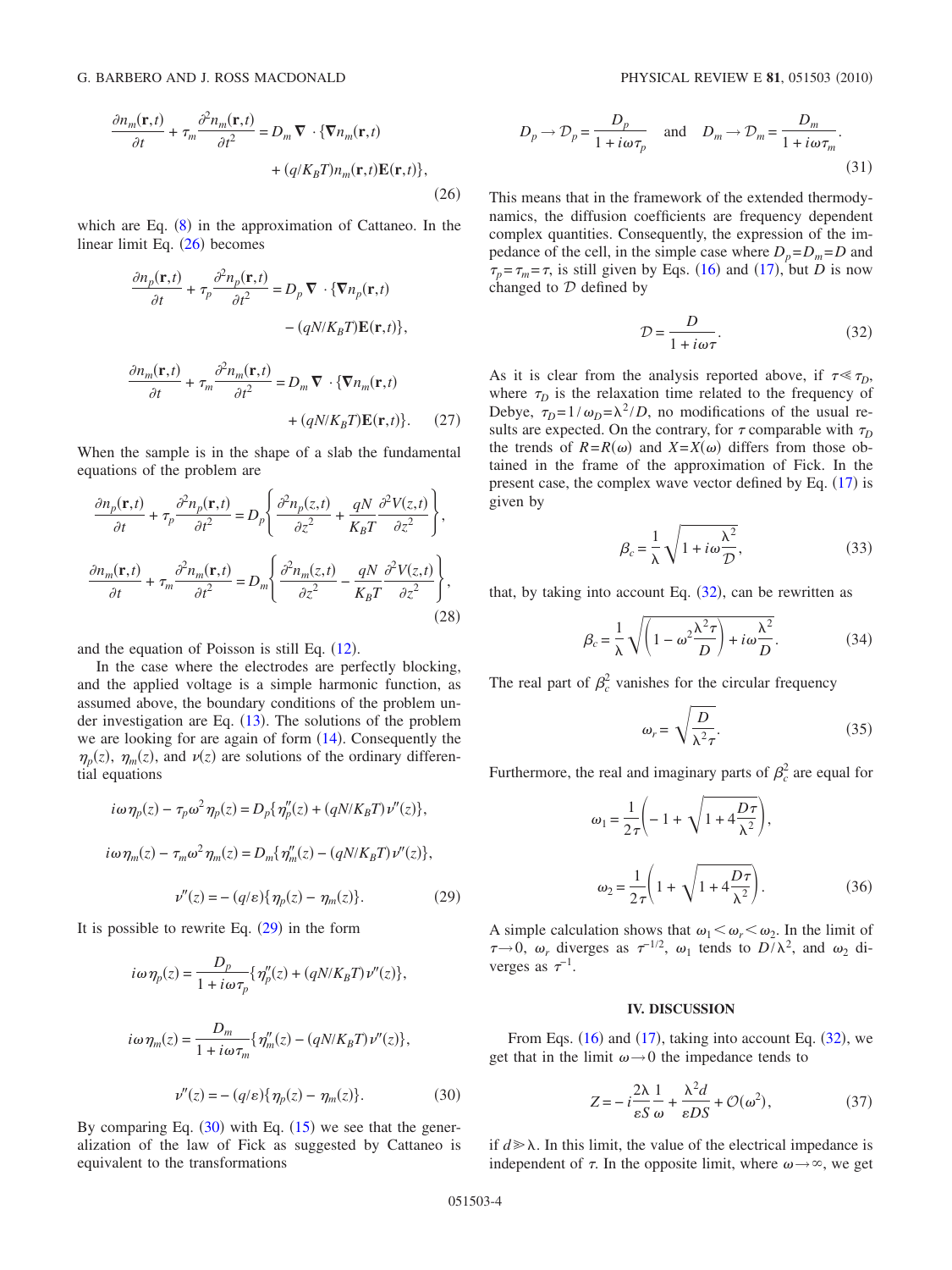$$\frac{\partial n_m(\mathbf{r},t)}{\partial t} + \tau_m \frac{\partial^2 n_m(\mathbf{r},t)}{\partial t^2} = D_m \boldsymbol{\nabla} \cdot \{\boldsymbol{\nabla} n_m(\mathbf{r},t) + (q/K_BT) n_m(\mathbf{r},t)\mathbf{E}(\mathbf{r},t)\}, \tag{26}$$

which are Eq. (8) in the approximation of Cattaneo. In the linear limit Eq. (26) becomes

$$\frac{\partial n_p(\mathbf{r},t)}{\partial t} + \tau_p \frac{\partial^2 n_p(\mathbf{r},t)}{\partial t^2} = D_p \boldsymbol{\nabla} \cdot \{\boldsymbol{\nabla} n_p(\mathbf{r},t) - (qN/K_BT)\mathbf{E}(\mathbf{r},t)\},$$

$$\frac{\partial n_m(\mathbf{r},t)}{\partial t} + \tau_m \frac{\partial^2 n_m(\mathbf{r},t)}{\partial t^2} = D_m \boldsymbol{\nabla} \cdot \{\boldsymbol{\nabla} n_m(\mathbf{r},t) + (qN/K_BT)\mathbf{E}(\mathbf{r},t)\}. \tag{27}$$

When the sample is in the shape of a slab the fundamental equations of the problem are

$$\frac{\partial n_p(\mathbf{r},t)}{\partial t} + \tau_p \frac{\partial^2 n_p(\mathbf{r},t)}{\partial t^2} = D_p \left\{ \frac{\partial^2 n_p(z,t)}{\partial z^2} + \frac{qN}{K_BT}\frac{\partial^2 V(z,t)}{\partial z^2} \right\},$$

$$\frac{\partial n_m(\mathbf{r},t)}{\partial t} + \tau_m \frac{\partial^2 n_m(\mathbf{r},t)}{\partial t^2} = D_m \left\{ \frac{\partial^2 n_m(z,t)}{\partial z^2} - \frac{qN}{K_BT}\frac{\partial^2 V(z,t)}{\partial z^2} \right\}, \tag{28}$$

and the equation of Poisson is still Eq. (12).

In the case where the electrodes are perfectly blocking, and the applied voltage is a simple harmonic function, as assumed above, the boundary conditions of the problem under investigation are Eq. (13). The solutions of the problem we are looking for are again of form (14). Consequently the $\eta_p(z)$, $\eta_m(z)$, and $\nu(z)$ are solutions of the ordinary differential equations

$$i\omega\eta_p(z) - \tau_p\omega^2\eta_p(z) = D_p\{\eta_p''(z) + (qN/K_BT)\nu''(z)\},$$

$$i\omega\eta_m(z) - \tau_m\omega^2\eta_m(z) = D_m\{\eta_m''(z) - (qN/K_BT)\nu''(z)\},$$

$$\nu''(z) = -(q/\varepsilon)\{\eta_p(z) - \eta_m(z)\}. \tag{29}$$

It is possible to rewrite Eq. (29) in the form

$$i\omega\eta_p(z) = \frac{D_p}{1+i\omega\tau_p}\{\eta_p''(z) + (qN/K_BT)\nu''(z)\},$$

$$i\omega\eta_m(z) = \frac{D_m}{1+i\omega\tau_m}\{\eta_m''(z) - (qN/K_BT)\nu''(z)\},$$

$$\nu''(z) = -(q/\varepsilon)\{\eta_p(z) - \eta_m(z)\}. \tag{30}$$

By comparing Eq. (30) with Eq. (15) we see that the generalization of the law of Fick as suggested by Cattaneo is equivalent to the transformations

$$D_p \to \mathcal{D}_p = \frac{D_p}{1+i\omega\tau_p} \quad \text{and} \quad D_m \to \mathcal{D}_m = \frac{D_m}{1+i\omega\tau_m}. \tag{31}$$

This means that in the framework of the extended thermodynamics, the diffusion coefficients are frequency dependent complex quantities. Consequently, the expression of the impedance of the cell, in the simple case where $D_p=D_m=D$ and $\tau_p=\tau_m=\tau$, is still given by Eqs. (16) and (17), but $D$ is now changed to $\mathcal{D}$ defined by

$$\mathcal{D} = \frac{D}{1+i\omega\tau}. \tag{32}$$

As it is clear from the analysis reported above, if $\tau \ll \tau_D$, where $\tau_D$ is the relaxation time related to the frequency of Debye, $\tau_D = 1/\omega_D = \lambda^2/D$, no modifications of the usual results are expected. On the contrary, for $\tau$ comparable with $\tau_D$ the trends of $R=R(\omega)$ and $X=X(\omega)$ differs from those obtained in the frame of the approximation of Fick. In the present case, the complex wave vector defined by Eq. (17) is given by

$$\beta_c = \frac{1}{\lambda}\sqrt{1 + i\omega\frac{\lambda^2}{\mathcal{D}}}, \tag{33}$$

that, by taking into account Eq. (32), can be rewritten as

$$\beta_c = \frac{1}{\lambda}\sqrt{\left(1 - \omega^2\frac{\lambda^2\tau}{D}\right) + i\omega\frac{\lambda^2}{D}}. \tag{34}$$

The real part of $\beta_c^2$ vanishes for the circular frequency

$$\omega_r = \sqrt{\frac{D}{\lambda^2\tau}}. \tag{35}$$

Furthermore, the real and imaginary parts of $\beta_c^2$ are equal for

$$\omega_1 = \frac{1}{2\tau}\left(-1 + \sqrt{1 + 4\frac{D\tau}{\lambda^2}}\right),$$

$$\omega_2 = \frac{1}{2\tau}\left(1 + \sqrt{1 + 4\frac{D\tau}{\lambda^2}}\right). \tag{36}$$

A simple calculation shows that $\omega_1 < \omega_r < \omega_2$. In the limit of $\tau \to 0$, $\omega_r$ diverges as $\tau^{-1/2}$, $\omega_1$ tends to $D/\lambda^2$, and $\omega_2$ diverges as $\tau^{-1}$.

## IV. DISCUSSION

From Eqs. (16) and (17), taking into account Eq. (32), we get that in the limit $\omega \to 0$ the impedance tends to

$$Z = -i\frac{2\lambda}{\varepsilon S}\frac{1}{\omega} + \frac{\lambda^2 d}{\varepsilon D S} + \mathcal{O}(\omega^2), \tag{37}$$

if $d \gg \lambda$. In this limit, the value of the electrical impedance is independent of $\tau$. In the opposite limit, where $\omega \to \infty$, we get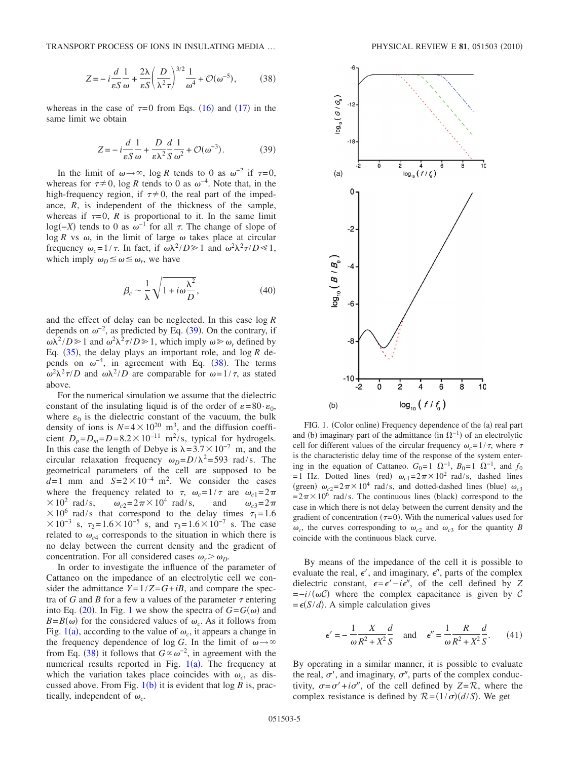$$Z = -i\frac{d}{\varepsilon S}\frac{1}{\omega} + \frac{2\lambda}{\varepsilon S}\left(\frac{D}{\lambda^2\tau}\right)^{3/2}\frac{1}{\omega^4} + \mathcal{O}(\omega^{-5}), \tag{38}$$

whereas in the case of $\tau=0$ from Eqs. (16) and (17) in the same limit we obtain

$$Z = -i\frac{d}{\varepsilon S}\frac{1}{\omega} + \frac{D}{\varepsilon\lambda^2}\frac{d}{S}\frac{1}{\omega^2} + \mathcal{O}(\omega^{-3}). \tag{39}$$

In the limit of $\omega\to\infty$, $\log R$ tends to 0 as $\omega^{-2}$ if $\tau=0$, whereas for $\tau\neq 0$, $\log R$ tends to 0 as $\omega^{-4}$. Note that, in the high-frequency region, if $\tau\neq 0$, the real part of the impedance, $R$, is independent of the thickness of the sample, whereas if $\tau=0$, $R$ is proportional to it. In the same limit $\log(-X)$ tends to 0 as $\omega^{-1}$ for all $\tau$. The change of slope of $\log R$ vs $\omega$, in the limit of large $\omega$ takes place at circular frequency $\omega_c=1/\tau$. In fact, if $\omega\lambda^2/D \gg 1$ and $\omega^2\lambda^2\tau/D \ll 1$, which imply $\omega_D \leq \omega \leq \omega_r$, we have

$$\beta_c \sim \frac{1}{\lambda}\sqrt{1 + i\omega\frac{\lambda^2}{D}}, \tag{40}$$

and the effect of delay can be neglected. In this case $\log R$ depends on $\omega^{-2}$, as predicted by Eq. (39). On the contrary, if $\omega\lambda^2/D \gg 1$ and $\omega^2\lambda^2\tau/D \gg 1$, which imply $\omega \gg \omega_r$ defined by Eq. (35), the delay plays an important role, and $\log R$ depends on $\omega^{-4}$, in agreement with Eq. (38). The terms $\omega^2\lambda^2\tau/D$ and $\omega\lambda^2/D$ are comparable for $\omega=1/\tau$, as stated above.

For the numerical simulation we assume that the dielectric constant of the insulating liquid is of the order of $\varepsilon=80\cdot\varepsilon_0$, where $\varepsilon_0$ is the dielectric constant of the vacuum, the bulk density of ions is $N=4\times 10^{20}$ m$^3$, and the diffusion coefficient $D_p=D_m=D=8.2\times 10^{-11}$ m$^2$/s, typical for hydrogels. In this case the length of Debye is $\lambda=3.7\times 10^{-7}$ m, and the circular relaxation frequency $\omega_D=D/\lambda^2=593$ rad/s. The geometrical parameters of the cell are supposed to be $d=1$ mm and $S=2\times 10^{-4}$ m$^2$. We consider the cases where the frequency related to $\tau$, $\omega_c=1/\tau$ are $\omega_{c1}=2\pi\times 10^2$ rad/s, $\omega_{c2}=2\pi\times 10^4$ rad/s, and $\omega_{c3}=2\pi\times 10^6$ rad/s that correspond to the delay times $\tau_1=1.6\times 10^{-3}$ s, $\tau_2=1.6\times 10^{-5}$ s, and $\tau_3=1.6\times 10^{-7}$ s. The case related to $\omega_{c4}$ corresponds to the situation in which there is no delay between the current density and the gradient of concentration. For all considered cases $\omega_r > \omega_D$.

In order to investigate the influence of the parameter of Cattaneo on the impedance of an electrolytic cell we consider the admittance $Y=1/Z=G+iB$, and compare the spectra of $G$ and $B$ for a few a values of the parameter $\tau$ entering into Eq. (20). In Fig. 1 we show the spectra of $G=G(\omega)$ and $B=B(\omega)$ for the considered values of $\omega_c$. As it follows from Fig. 1(a), according to the value of $\omega_c$, it appears a change in the frequency dependence of $\log G$. In the limit of $\omega\to\infty$ from Eq. (38) it follows that $G\propto\omega^{-2}$, in agreement with the numerical results reported in Fig. 1(a). The frequency at which the variation takes place coincides with $\omega_c$, as discussed above. From Fig. 1(b) it is evident that $\log B$ is, practically, independent of $\omega_c$.

FIG. 1. (Color online) Frequency dependence of the (a) real part and (b) imaginary part of the admittance (in $\Omega^{-1}$) of an electrolytic cell for different values of the circular frequency $\omega_c=1/\tau$, where $\tau$ is the characteristic delay time of the response of the system entering in the equation of Cattaneo. $G_0=1$ $\Omega^{-1}$, $B_0=1$ $\Omega^{-1}$, and $f_0=1$ Hz. Dotted lines (red) $\omega_{c1}=2\pi\times 10^2$ rad/s, dashed lines (green) $\omega_{c2}=2\pi\times 10^4$ rad/s, and dotted-dashed lines (blue) $\omega_{c3}=2\pi\times 10^6$ rad/s. The continuous lines (black) correspond to the case in which there is not delay between the current density and the gradient of concentration ($\tau=0$). With the numerical values used for $\omega_c$, the curves corresponding to $\omega_{c2}$ and $\omega_{c3}$ for the quantity $B$ coincide with the continuous black curve.

By means of the impedance of the cell it is possible to evaluate the real, $\epsilon'$, and imaginary, $\epsilon''$, parts of the complex dielectric constant, $\epsilon=\epsilon'-i\epsilon''$, of the cell defined by $Z=-i/(\omega\mathcal{C})$ where the complex capacitance is given by $\mathcal{C}=\epsilon(S/d)$. A simple calculation gives

$$\epsilon' = -\frac{1}{\omega}\frac{X}{R^2+X^2}\frac{d}{S} \quad \text{and} \quad \epsilon'' = \frac{1}{\omega}\frac{R}{R^2+X^2}\frac{d}{S}. \tag{41}$$

By operating in a similar manner, it is possible to evaluate the real, $\sigma'$, and imaginary, $\sigma''$, parts of the complex conductivity, $\sigma=\sigma'+i\sigma''$, of the cell defined by $Z=\mathcal{R}$, where the complex resistance is defined by $\mathcal{R}=(1/\sigma)(d/S)$. We get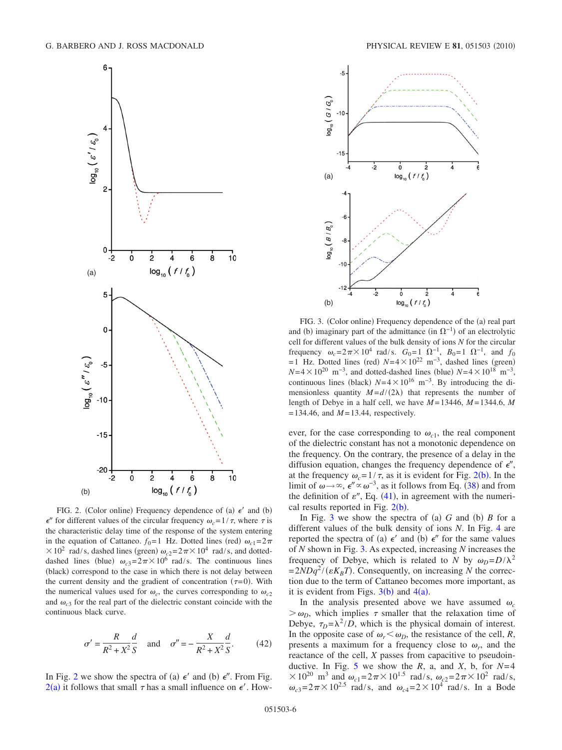FIG. 2. (Color online) Frequency dependence of (a) $\epsilon'$ and (b) $\epsilon''$ for different values of the circular frequency $\omega_c = 1/\tau$, where $\tau$ is the characteristic delay time of the response of the system entering in the equation of Cattaneo. $f_0 = 1$ Hz. Dotted lines (red) $\omega_{c1} = 2\pi \times 10^2$ rad/s, dashed lines (green) $\omega_{c2} = 2\pi \times 10^4$ rad/s, and dotted-dashed lines (blue) $\omega_{c3} = 2\pi \times 10^6$ rad/s. The continuous lines (black) correspond to the case in which there is not delay between the current density and the gradient of concentration ($\tau = 0$). With the numerical values used for $\omega_c$, the curves corresponding to $\omega_{c2}$ and $\omega_{c3}$ for the real part of the dielectric constant coincide with the continuous black curve.

$$\sigma' = \frac{R}{R^2 + X^2} \frac{d}{S} \quad \text{and} \quad \sigma'' = -\frac{X}{R^2 + X^2} \frac{d}{S}. \tag{42}$$

In Fig. 2 we show the spectra of (a) $\epsilon'$ and (b) $\epsilon''$. From Fig. 2(a) it follows that small $\tau$ has a small influence on $\epsilon'$. However, for the case corresponding to $\omega_{c1}$, the real component of the dielectric constant has not a monotonic dependence on the frequency. On the contrary, the presence of a delay in the diffusion equation, changes the frequency dependence of $\epsilon''$, at the frequency $\omega_c = 1/\tau$, as it is evident for Fig. 2(b). In the limit of $\omega \to \infty$, $\epsilon'' \propto \omega^{-3}$, as it follows from Eq. (38) and from the definition of $\varepsilon''$, Eq. (41), in agreement with the numerical results reported in Fig. 2(b).

FIG. 3. (Color online) Frequency dependence of the (a) real part and (b) imaginary part of the admittance (in $\Omega^{-1}$) of an electrolytic cell for different values of the bulk density of ions $N$ for the circular frequency $\omega_c = 2\pi \times 10^4$ rad/s. $G_0 = 1$ $\Omega^{-1}$, $B_0 = 1$ $\Omega^{-1}$, and $f_0 = 1$ Hz. Dotted lines (red) $N = 4 \times 10^{22}$ m$^{-3}$, dashed lines (green) $N = 4 \times 10^{20}$ m$^{-3}$, and dotted-dashed lines (blue) $N = 4 \times 10^{18}$ m$^{-3}$, continuous lines (black) $N = 4 \times 10^{16}$ m$^{-3}$. By introducing the dimensionless quantity $M = d/(2\lambda)$ that represents the number of length of Debye in a half cell, we have $M = 13446$, $M = 1344.6$, $M = 134.46$, and $M = 13.44$, respectively.

In Fig. 3 we show the spectra of (a) $G$ and (b) $B$ for a different values of the bulk density of ions $N$. In Fig. 4 are reported the spectra of (a) $\epsilon'$ and (b) $\epsilon''$ for the same values of $N$ shown in Fig. 3. As expected, increasing $N$ increases the frequency of Debye, which is related to $N$ by $\omega_D = D/\lambda^2 = 2NDq^2/(\varepsilon K_B T)$. Consequently, on increasing $N$ the correction due to the term of Cattaneo becomes more important, as it is evident from Figs. 3(b) and 4(a).

In the analysis presented above we have assumed $\omega_c > \omega_D$, which implies $\tau$ smaller that the relaxation time of Debye, $\tau_D = \lambda^2/D$, which is the physical domain of interest. In the opposite case of $\omega_r < \omega_D$, the resistance of the cell, $R$, presents a maximum for a frequency close to $\omega_r$, and the reactance of the cell, $X$ passes from capacitive to pseudoinductive. In Fig. 5 we show the $R$, a, and $X$, b, for $N = 4 \times 10^{20}$ m$^3$ and $\omega_{c1} = 2\pi \times 10^{1.5}$ rad/s, $\omega_{c2} = 2\pi \times 10^2$ rad/s, $\omega_{c3} = 2\pi \times 10^{2.5}$ rad/s, and $\omega_{c4} = 2 \times 10^4$ rad/s. In a Bode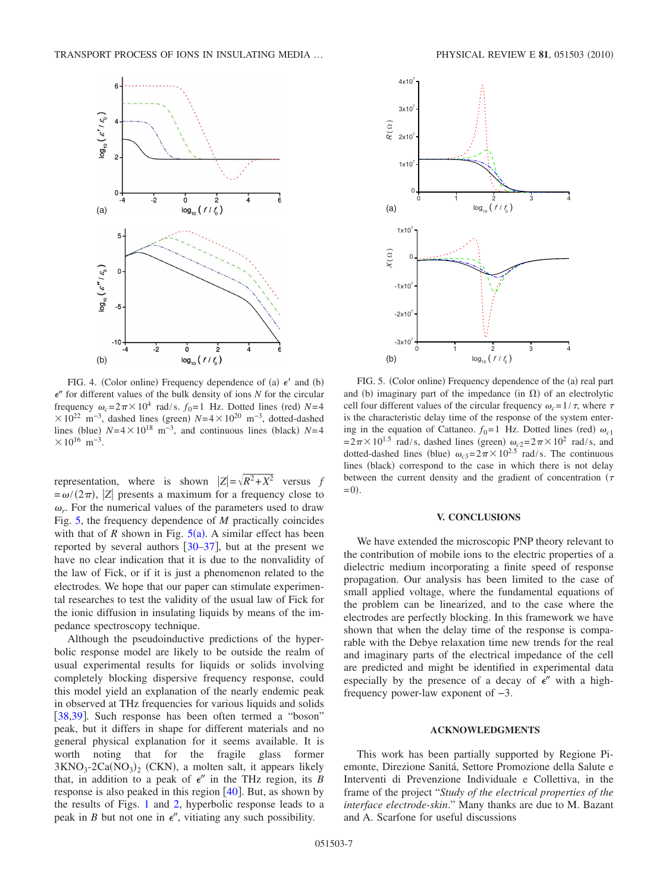FIG. 4. (Color online) Frequency dependence of (a) $\epsilon'$ and (b) $\epsilon''$ for different values of the bulk density of ions $N$ for the circular frequency $\omega_c = 2\pi \times 10^4$ rad/s. $f_0 = 1$ Hz. Dotted lines (red) $N = 4 \times 10^{22}$ m$^{-3}$, dashed lines (green) $N = 4 \times 10^{20}$ m$^{-3}$, dotted-dashed lines (blue) $N = 4 \times 10^{18}$ m$^{-3}$, and continuous lines (black) $N = 4 \times 10^{16}$ m$^{-3}$.

representation, where is shown $|Z| = \sqrt{R^2 + X^2}$ versus $f = \omega/(2\pi)$, $|Z|$ presents a maximum for a frequency close to $\omega_r$. For the numerical values of the parameters used to draw Fig. 5, the frequency dependence of $M$ practically coincides with that of $R$ shown in Fig. 5(a). A similar effect has been reported by several authors [30–37], but at the present we have no clear indication that it is due to the nonvalidity of the law of Fick, or if it is just a phenomenon related to the electrodes. We hope that our paper can stimulate experimental researches to test the validity of the usual law of Fick for the ionic diffusion in insulating liquids by means of the impedance spectroscopy technique.

Although the pseudoinductive predictions of the hyperbolic response model are likely to be outside the realm of usual experimental results for liquids or solids involving completely blocking dispersive frequency response, could this model yield an explanation of the nearly endemic peak in observed at THz frequencies for various liquids and solids [38,39]. Such response has been often termed a "boson" peak, but it differs in shape for different materials and no general physical explanation for it seems available. It is worth noting that for the fragile glass former $3KNO_3$-$2Ca(NO_3)_2$ (CKN), a molten salt, it appears likely that, in addition to a peak of $\epsilon''$ in the THz region, its $B$ response is also peaked in this region [40]. But, as shown by the results of Figs. 1 and 2, hyperbolic response leads to a peak in $B$ but not one in $\epsilon''$, vitiating any such possibility.

FIG. 5. (Color online) Frequency dependence of the (a) real part and (b) imaginary part of the impedance (in $\Omega$) of an electrolytic cell four different values of the circular frequency $\omega_c = 1/\tau$, where $\tau$ is the characteristic delay time of the response of the system entering in the equation of Cattaneo. $f_0 = 1$ Hz. Dotted lines (red) $\omega_{c1} = 2\pi \times 10^{1.5}$ rad/s, dashed lines (green) $\omega_{c2} = 2\pi \times 10^2$ rad/s, and dotted-dashed lines (blue) $\omega_{c3} = 2\pi \times 10^{2.5}$ rad/s. The continuous lines (black) correspond to the case in which there is not delay between the current density and the gradient of concentration ($\tau = 0$).

## V. CONCLUSIONS

We have extended the microscopic PNP theory relevant to the contribution of mobile ions to the electric properties of a dielectric medium incorporating a finite speed of response propagation. Our analysis has been limited to the case of small applied voltage, where the fundamental equations of the problem can be linearized, and to the case where the electrodes are perfectly blocking. In this framework we have shown that when the delay time of the response is comparable with the Debye relaxation time new trends for the real and imaginary parts of the electrical impedance of the cell are predicted and might be identified in experimental data especially by the presence of a decay of $\epsilon''$ with a high-frequency power-law exponent of $-3$.

## ACKNOWLEDGMENTS

This work has been partially supported by Regione Piemonte, Direzione Sanitá, Settore Promozione della Salute e Interventi di Prevenzione Individuale e Collettiva, in the frame of the project "*Study of the electrical properties of the interface electrode-skin*." Many thanks are due to M. Bazant and A. Scarfone for useful discussions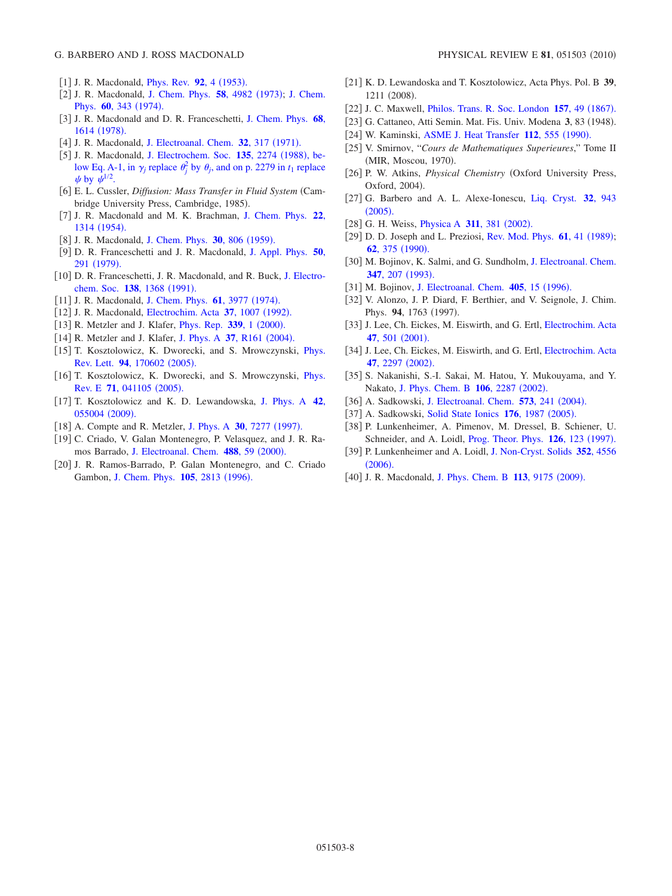[1] J. R. Macdonald, Phys. Rev. **92**, 4 (1953).

[2] J. R. Macdonald, J. Chem. Phys. **58**, 4982 (1973); J. Chem. Phys. **60**, 343 (1974).

[3] J. R. Macdonald and D. R. Franceschetti, J. Chem. Phys. **68**, 1614 (1978).

[4] J. R. Macdonald, J. Electroanal. Chem. **32**, 317 (1971).

[5] J. R. Macdonald, J. Electrochem. Soc. **135**, 2274 (1988), below Eq. A-1, in $\gamma_j$ replace $\theta_j^2$ by $\theta_j$, and on p. 2279 in $t_1$ replace $\psi$ by $\psi^{1/2}$.

[6] E. L. Cussler, *Diffusion: Mass Transfer in Fluid System* (Cambridge University Press, Cambridge, 1985).

[7] J. R. Macdonald and M. K. Brachman, J. Chem. Phys. **22**, 1314 (1954).

[8] J. R. Macdonald, J. Chem. Phys. **30**, 806 (1959).

[9] D. R. Franceschetti and J. R. Macdonald, J. Appl. Phys. **50**, 291 (1979).

[10] D. R. Franceschetti, J. R. Macdonald, and R. Buck, J. Electrochem. Soc. **138**, 1368 (1991).

[11] J. R. Macdonald, J. Chem. Phys. **61**, 3977 (1974).

[12] J. R. Macdonald, Electrochim. Acta **37**, 1007 (1992).

[13] R. Metzler and J. Klafer, Phys. Rep. **339**, 1 (2000).

[14] R. Metzler and J. Klafer, J. Phys. A **37**, R161 (2004).

[15] T. Kosztolowicz, K. Dworecki, and S. Mrowczynski, Phys. Rev. Lett. **94**, 170602 (2005).

[16] T. Kosztolowicz, K. Dworecki, and S. Mrowczynski, Phys. Rev. E **71**, 041105 (2005).

[17] T. Kosztolowicz and K. D. Lewandowska, J. Phys. A **42**, 055004 (2009).

[18] A. Compte and R. Metzler, J. Phys. A **30**, 7277 (1997).

[19] C. Criado, V. Galan Montenegro, P. Velasquez, and J. R. Ramos Barrado, J. Electroanal. Chem. **488**, 59 (2000).

[20] J. R. Ramos-Barrado, P. Galan Montenegro, and C. Criado Gambon, J. Chem. Phys. **105**, 2813 (1996).

[21] K. D. Lewandoska and T. Kosztolowicz, Acta Phys. Pol. B **39**, 1211 (2008).

[22] J. C. Maxwell, Philos. Trans. R. Soc. London **157**, 49 (1867).

[23] G. Cattaneo, Atti Semin. Mat. Fis. Univ. Modena **3**, 83 (1948).

[24] W. Kaminski, ASME J. Heat Transfer **112**, 555 (1990).

[25] V. Smirnov, "*Cours de Mathematiques Superieures*," Tome II (MIR, Moscou, 1970).

[26] P. W. Atkins, *Physical Chemistry* (Oxford University Press, Oxford, 2004).

[27] G. Barbero and A. L. Alexe-Ionescu, Liq. Cryst. **32**, 943 (2005).

[28] G. H. Weiss, Physica A **311**, 381 (2002).

[29] D. D. Joseph and L. Preziosi, Rev. Mod. Phys. **61**, 41 (1989); **62**, 375 (1990).

[30] M. Bojinov, K. Salmi, and G. Sundholm, J. Electroanal. Chem. **347**, 207 (1993).

[31] M. Bojinov, J. Electroanal. Chem. **405**, 15 (1996).

[32] V. Alonzo, J. P. Diard, F. Berthier, and V. Seignole, J. Chim. Phys. **94**, 1763 (1997).

[33] J. Lee, Ch. Eickes, M. Eiswirth, and G. Ertl, Electrochim. Acta **47**, 501 (2001).

[34] J. Lee, Ch. Eickes, M. Eiswirth, and G. Ertl, Electrochim. Acta **47**, 2297 (2002).

[35] S. Nakanishi, S.-I. Sakai, M. Hatou, Y. Mukouyama, and Y. Nakato, J. Phys. Chem. B **106**, 2287 (2002).

[36] A. Sadkowski, J. Electroanal. Chem. **573**, 241 (2004).

[37] A. Sadkowski, Solid State Ionics **176**, 1987 (2005).

[38] P. Lunkenheimer, A. Pimenov, M. Dressel, B. Schiener, U. Schneider, and A. Loidl, Prog. Theor. Phys. **126**, 123 (1997).

[39] P. Lunkenheimer and A. Loidl, J. Non-Cryst. Solids **352**, 4556 (2006).

[40] J. R. Macdonald, J. Phys. Chem. B **113**, 9175 (2009).